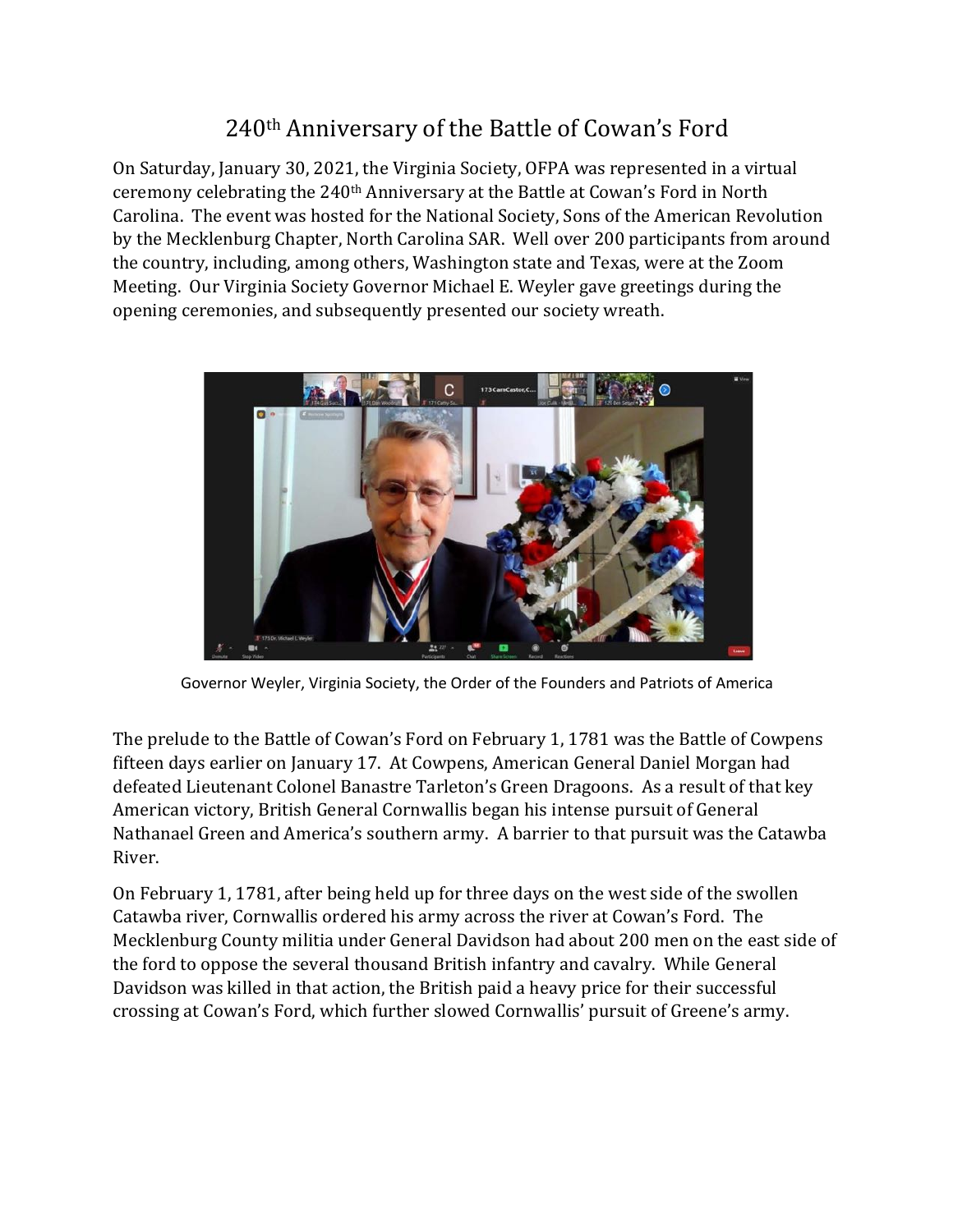# 240th Anniversary of the Battle of Cowan's Ford

On Saturday, January 30, 2021, the Virginia Society, OFPA was represented in a virtual ceremony celebrating the 240th Anniversary at the Battle at Cowan's Ford in North Carolina. The event was hosted for the National Society, Sons of the American Revolution by the Mecklenburg Chapter, North Carolina SAR. Well over 200 participants from around the country, including, among others, Washington state and Texas, were at the Zoom Meeting. Our Virginia Society Governor Michael E. Weyler gave greetings during the opening ceremonies, and subsequently presented our society wreath.

Governor Weyler, Virginia Society, the Order of the Founders and Patriots of America

The prelude to the Battle of Cowan's Ford on February 1, 1781 was the Battle of Cowpens fifteen days earlier on January 17. At Cowpens, American General Daniel Morgan had defeated Lieutenant Colonel Banastre Tarleton's Green Dragoons. As a result of that key American victory, British General Cornwallis began his intense pursuit of General Nathanael Green and America's southern army. A barrier to that pursuit was the Catawba River.

On February 1, 1781, after being held up for three days on the west side of the swollen Catawba river, Cornwallis ordered his army across the river at Cowan's Ford. The Mecklenburg County militia under General Davidson had about 200 men on the east side of the ford to oppose the several thousand British infantry and cavalry. While General Davidson was killed in that action, the British paid a heavy price for their successful crossing at Cowan's Ford, which further slowed Cornwallis' pursuit of Greene's army.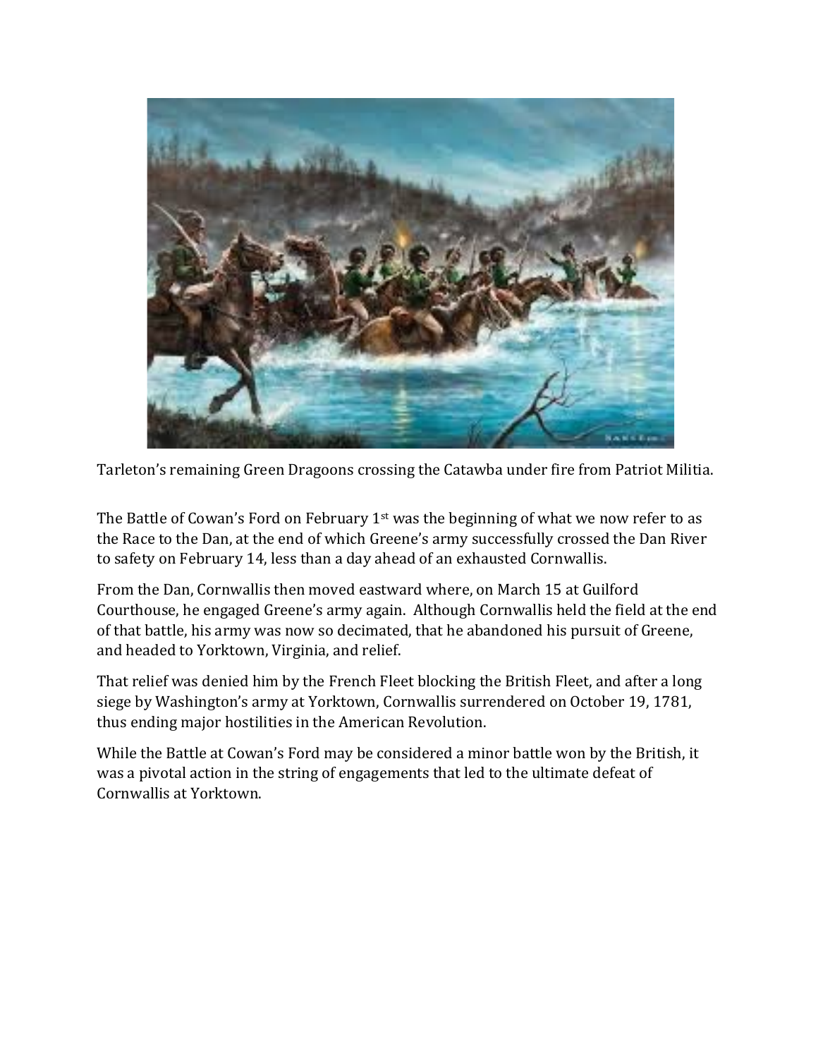Tarleton's remaining Green Dragoons crossing the Catawba under fire from Patriot Militia.

The Battle of Cowan's Ford on February 1st was the beginning of what we now refer to as the Race to the Dan, at the end of which Greene's army successfully crossed the Dan River to safety on February 14, less than a day ahead of an exhausted Cornwallis.

From the Dan, Cornwallis then moved eastward where, on March 15 at Guilford Courthouse, he engaged Greene's army again. Although Cornwallis held the field at the end of that battle, his army was now so decimated, that he abandoned his pursuit of Greene, and headed to Yorktown, Virginia, and relief.

That relief was denied him by the French Fleet blocking the British Fleet, and after a long siege by Washington's army at Yorktown, Cornwallis surrendered on October 19, 1781, thus ending major hostilities in the American Revolution.

While the Battle at Cowan's Ford may be considered a minor battle won by the British, it was a pivotal action in the string of engagements that led to the ultimate defeat of Cornwallis at Yorktown.